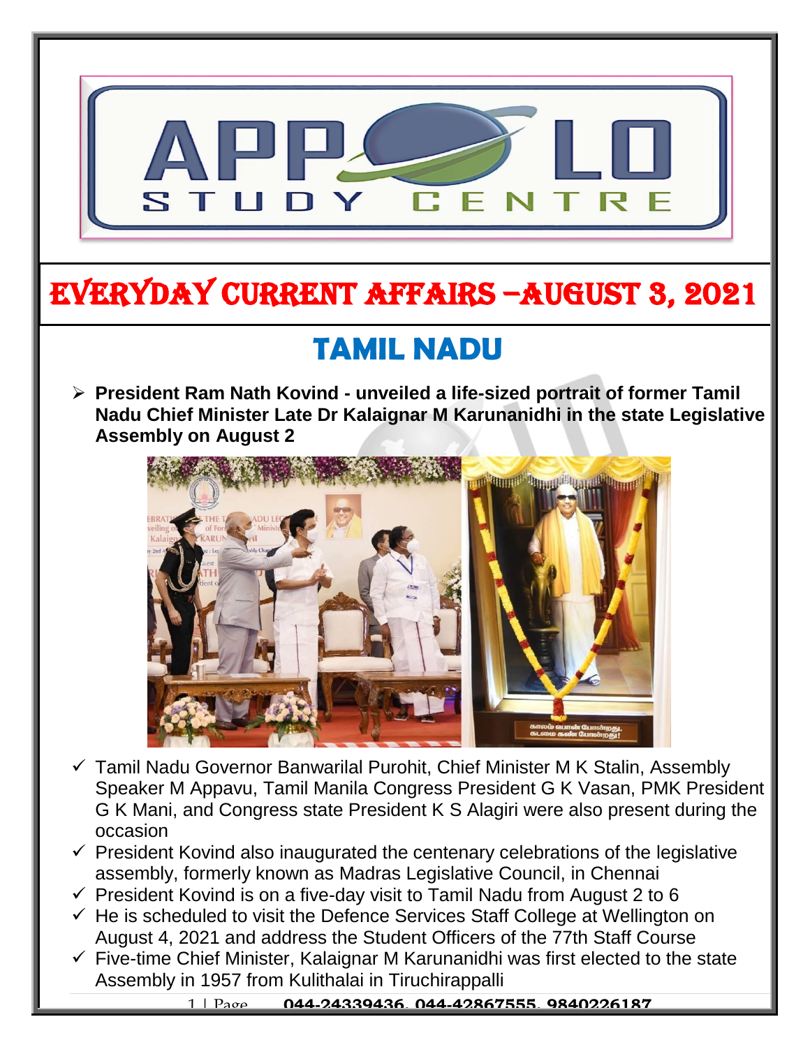# EVERYDAY CURRENT AFFAIRS –AUGUST 3, 2021

## TAMIL NADU

- **President Ram Nath Kovind - unveiled a life-sized portrait of former Tamil Nadu Chief Minister Late Dr Kalaignar M Karunanidhi in the state Legislative Assembly on August 2**
  - ✓ Tamil Nadu Governor Banwarilal Purohit, Chief Minister M K Stalin, Assembly Speaker M Appavu, Tamil Manila Congress President G K Vasan, PMK President G K Mani, and Congress state President K S Alagiri were also present during the occasion
  - ✓ President Kovind also inaugurated the centenary celebrations of the legislative assembly, formerly known as Madras Legislative Council, in Chennai
  - ✓ President Kovind is on a five-day visit to Tamil Nadu from August 2 to 6
  - ✓ He is scheduled to visit the Defence Services Staff College at Wellington on August 4, 2021 and address the Student Officers of the 77th Staff Course
  - ✓ Five-time Chief Minister, Kalaignar M Karunanidhi was first elected to the state Assembly in 1957 from Kulithalai in Tiruchirappalli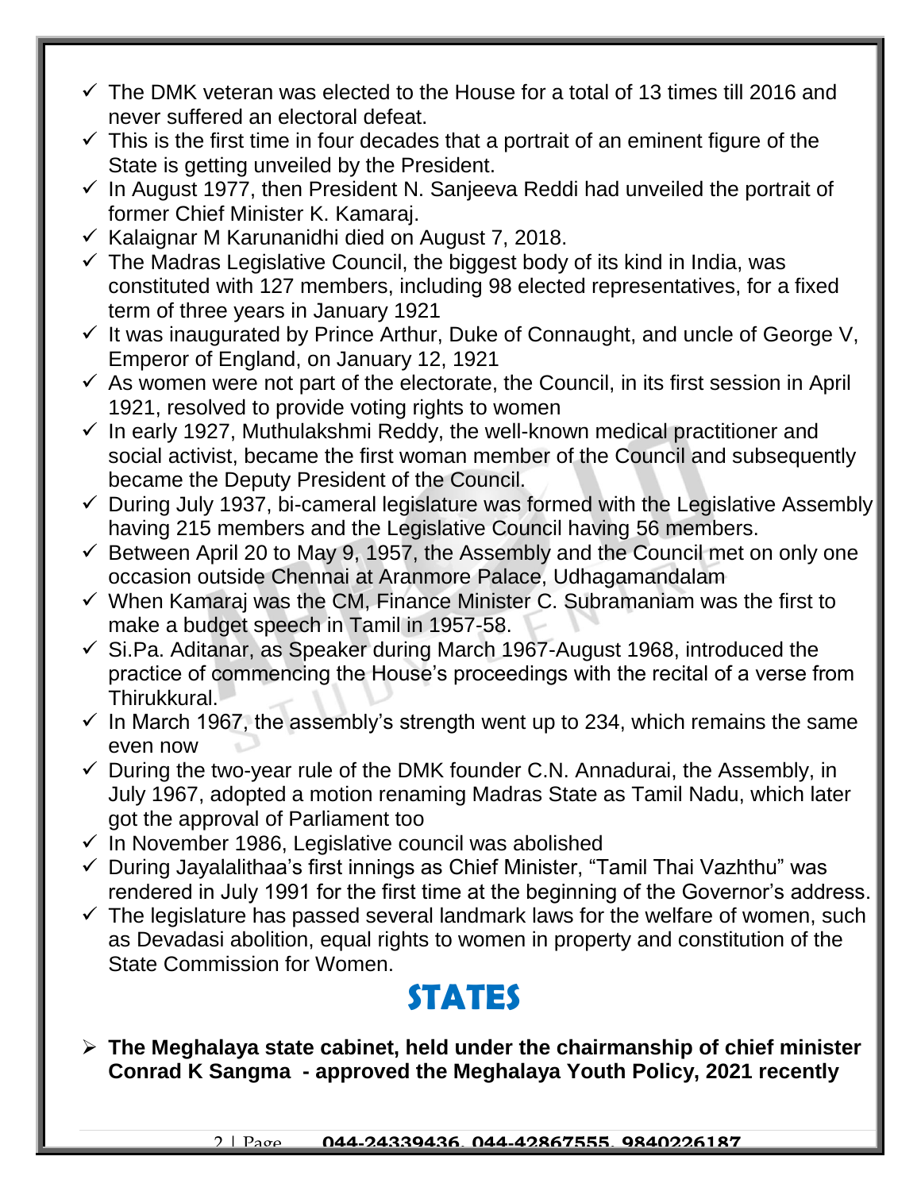- ✓ The DMK veteran was elected to the House for a total of 13 times till 2016 and never suffered an electoral defeat.
- ✓ This is the first time in four decades that a portrait of an eminent figure of the State is getting unveiled by the President.
- ✓ In August 1977, then President N. Sanjeeva Reddi had unveiled the portrait of former Chief Minister K. Kamaraj.
- ✓ Kalaignar M Karunanidhi died on August 7, 2018.
- ✓ The Madras Legislative Council, the biggest body of its kind in India, was constituted with 127 members, including 98 elected representatives, for a fixed term of three years in January 1921
- ✓ It was inaugurated by Prince Arthur, Duke of Connaught, and uncle of George V, Emperor of England, on January 12, 1921
- ✓ As women were not part of the electorate, the Council, in its first session in April 1921, resolved to provide voting rights to women
- ✓ In early 1927, Muthulakshmi Reddy, the well-known medical practitioner and social activist, became the first woman member of the Council and subsequently became the Deputy President of the Council.
- ✓ During July 1937, bi-cameral legislature was formed with the Legislative Assembly having 215 members and the Legislative Council having 56 members.
- ✓ Between April 20 to May 9, 1957, the Assembly and the Council met on only one occasion outside Chennai at Aranmore Palace, Udhagamandalam
- ✓ When Kamaraj was the CM, Finance Minister C. Subramaniam was the first to make a budget speech in Tamil in 1957-58.
- ✓ Si.Pa. Aditanar, as Speaker during March 1967-August 1968, introduced the practice of commencing the House's proceedings with the recital of a verse from Thirukkural.
- ✓ In March 1967, the assembly's strength went up to 234, which remains the same even now
- ✓ During the two-year rule of the DMK founder C.N. Annadurai, the Assembly, in July 1967, adopted a motion renaming Madras State as Tamil Nadu, which later got the approval of Parliament too
- ✓ In November 1986, Legislative council was abolished
- ✓ During Jayalalithaa's first innings as Chief Minister, "Tamil Thai Vazhthu" was rendered in July 1991 for the first time at the beginning of the Governor's address.
- ✓ The legislature has passed several landmark laws for the welfare of women, such as Devadasi abolition, equal rights to women in property and constitution of the State Commission for Women.

# STATES

- **The Meghalaya state cabinet, held under the chairmanship of chief minister Conrad K Sangma - approved the Meghalaya Youth Policy, 2021 recently**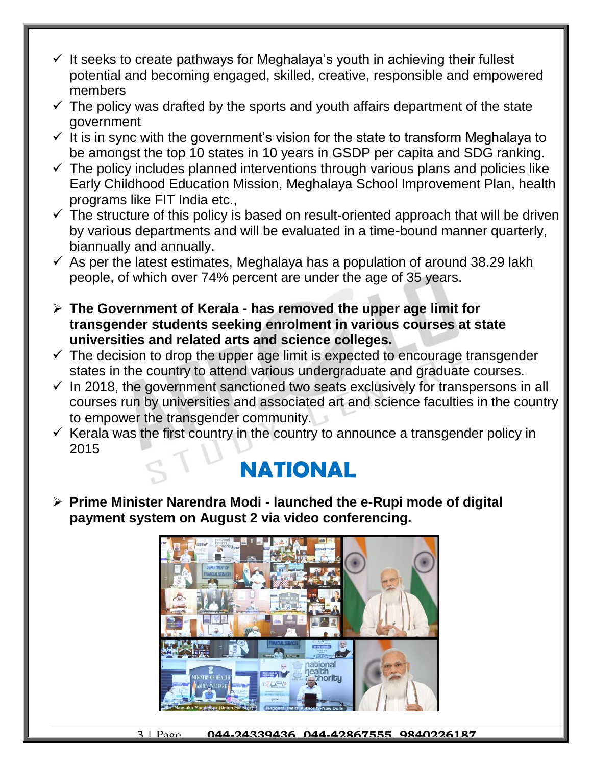- ✓ It seeks to create pathways for Meghalaya's youth in achieving their fullest potential and becoming engaged, skilled, creative, responsible and empowered members
- ✓ The policy was drafted by the sports and youth affairs department of the state government
- ✓ It is in sync with the government's vision for the state to transform Meghalaya to be amongst the top 10 states in 10 years in GSDP per capita and SDG ranking.
- ✓ The policy includes planned interventions through various plans and policies like Early Childhood Education Mission, Meghalaya School Improvement Plan, health programs like FIT India etc.,
- ✓ The structure of this policy is based on result-oriented approach that will be driven by various departments and will be evaluated in a time-bound manner quarterly, biannually and annually.
- ✓ As per the latest estimates, Meghalaya has a population of around 38.29 lakh people, of which over 74% percent are under the age of 35 years.

- **The Government of Kerala - has removed the upper age limit for transgender students seeking enrolment in various courses at state universities and related arts and science colleges.**
- ✓ The decision to drop the upper age limit is expected to encourage transgender states in the country to attend various undergraduate and graduate courses.
- ✓ In 2018, the government sanctioned two seats exclusively for transpersons in all courses run by universities and associated art and science faculties in the country to empower the transgender community.
- ✓ Kerala was the first country in the country to announce a transgender policy in 2015

# NATIONAL

- **Prime Minister Narendra Modi - launched the e-Rupi mode of digital payment system on August 2 via video conferencing.**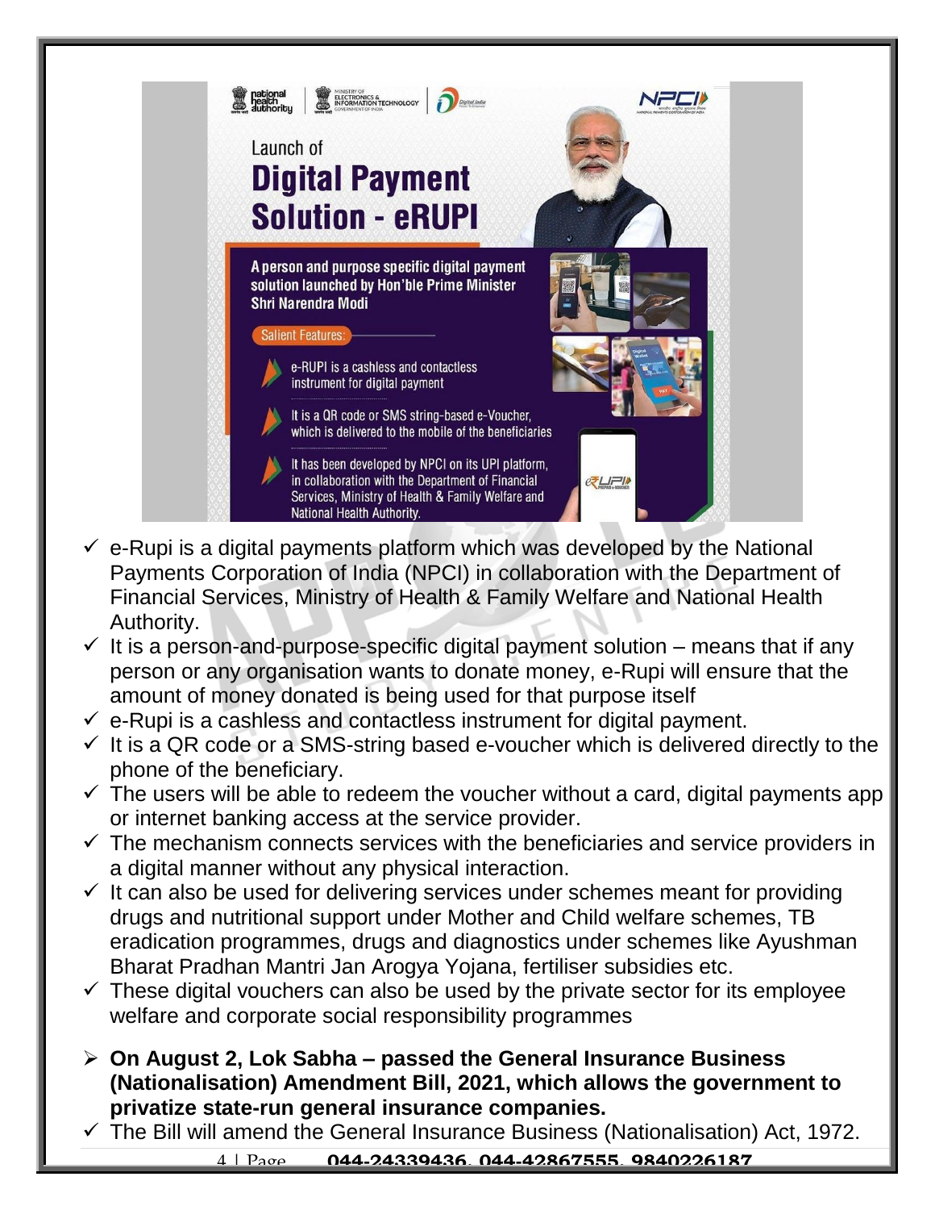Launch of

**Digital Payment Solution - eRUPI**

A person and purpose specific digital payment solution launched by Hon'ble Prime Minister Shri Narendra Modi

Salient Features:

- e-RUPI is a cashless and contactless instrument for digital payment
- It is a QR code or SMS string-based e-Voucher, which is delivered to the mobile of the beneficiaries
- It has been developed by NPCI on its UPI platform, in collaboration with the Department of Financial Services, Ministry of Health & Family Welfare and National Health Authority.

- ✓ e-Rupi is a digital payments platform which was developed by the National Payments Corporation of India (NPCI) in collaboration with the Department of Financial Services, Ministry of Health & Family Welfare and National Health Authority.
- ✓ It is a person-and-purpose-specific digital payment solution – means that if any person or any organisation wants to donate money, e-Rupi will ensure that the amount of money donated is being used for that purpose itself
- ✓ e-Rupi is a cashless and contactless instrument for digital payment.
- ✓ It is a QR code or a SMS-string based e-voucher which is delivered directly to the phone of the beneficiary.
- ✓ The users will be able to redeem the voucher without a card, digital payments app or internet banking access at the service provider.
- ✓ The mechanism connects services with the beneficiaries and service providers in a digital manner without any physical interaction.
- ✓ It can also be used for delivering services under schemes meant for providing drugs and nutritional support under Mother and Child welfare schemes, TB eradication programmes, drugs and diagnostics under schemes like Ayushman Bharat Pradhan Mantri Jan Arogya Yojana, fertiliser subsidies etc.
- ✓ These digital vouchers can also be used by the private sector for its employee welfare and corporate social responsibility programmes

- ➢ **On August 2, Lok Sabha – passed the General Insurance Business (Nationalisation) Amendment Bill, 2021, which allows the government to privatize state-run general insurance companies.**
- ✓ The Bill will amend the General Insurance Business (Nationalisation) Act, 1972.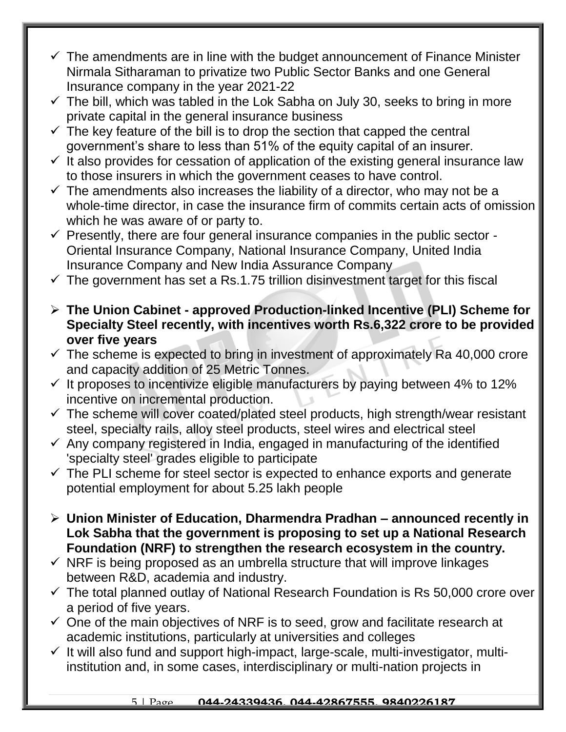- ✓ The amendments are in line with the budget announcement of Finance Minister Nirmala Sitharaman to privatize two Public Sector Banks and one General Insurance company in the year 2021-22
- ✓ The bill, which was tabled in the Lok Sabha on July 30, seeks to bring in more private capital in the general insurance business
- ✓ The key feature of the bill is to drop the section that capped the central government's share to less than 51% of the equity capital of an insurer.
- ✓ It also provides for cessation of application of the existing general insurance law to those insurers in which the government ceases to have control.
- ✓ The amendments also increases the liability of a director, who may not be a whole-time director, in case the insurance firm of commits certain acts of omission which he was aware of or party to.
- ✓ Presently, there are four general insurance companies in the public sector - Oriental Insurance Company, National Insurance Company, United India Insurance Company and New India Assurance Company
- ✓ The government has set a Rs.1.75 trillion disinvestment target for this fiscal

- ➢ **The Union Cabinet - approved Production-linked Incentive (PLI) Scheme for Specialty Steel recently, with incentives worth Rs.6,322 crore to be provided over five years**
- ✓ The scheme is expected to bring in investment of approximately Ra 40,000 crore and capacity addition of 25 Metric Tonnes.
- ✓ It proposes to incentivize eligible manufacturers by paying between 4% to 12% incentive on incremental production.
- ✓ The scheme will cover coated/plated steel products, high strength/wear resistant steel, specialty rails, alloy steel products, steel wires and electrical steel
- ✓ Any company registered in India, engaged in manufacturing of the identified 'specialty steel' grades eligible to participate
- ✓ The PLI scheme for steel sector is expected to enhance exports and generate potential employment for about 5.25 lakh people

- ➢ **Union Minister of Education, Dharmendra Pradhan – announced recently in Lok Sabha that the government is proposing to set up a National Research Foundation (NRF) to strengthen the research ecosystem in the country.**
- ✓ NRF is being proposed as an umbrella structure that will improve linkages between R&D, academia and industry.
- ✓ The total planned outlay of National Research Foundation is Rs 50,000 crore over a period of five years.
- ✓ One of the main objectives of NRF is to seed, grow and facilitate research at academic institutions, particularly at universities and colleges
- ✓ It will also fund and support high-impact, large-scale, multi-investigator, multi-institution and, in some cases, interdisciplinary or multi-nation projects in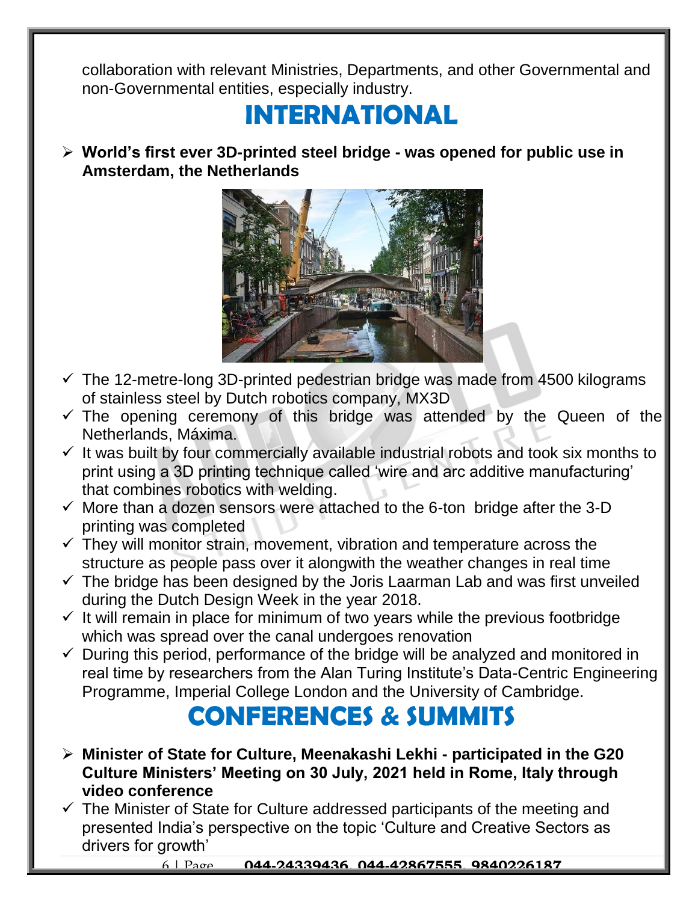collaboration with relevant Ministries, Departments, and other Governmental and non-Governmental entities, especially industry.

# INTERNATIONAL

- **World's first ever 3D-printed steel bridge - was opened for public use in Amsterdam, the Netherlands**

- ✓ The 12-metre-long 3D-printed pedestrian bridge was made from 4500 kilograms of stainless steel by Dutch robotics company, MX3D
- ✓ The opening ceremony of this bridge was attended by the Queen of the Netherlands, Máxima.
- ✓ It was built by four commercially available industrial robots and took six months to print using a 3D printing technique called 'wire and arc additive manufacturing' that combines robotics with welding.
- ✓ More than a dozen sensors were attached to the 6-ton bridge after the 3-D printing was completed
- ✓ They will monitor strain, movement, vibration and temperature across the structure as people pass over it alongwith the weather changes in real time
- ✓ The bridge has been designed by the Joris Laarman Lab and was first unveiled during the Dutch Design Week in the year 2018.
- ✓ It will remain in place for minimum of two years while the previous footbridge which was spread over the canal undergoes renovation
- ✓ During this period, performance of the bridge will be analyzed and monitored in real time by researchers from the Alan Turing Institute's Data-Centric Engineering Programme, Imperial College London and the University of Cambridge.

# CONFERENCES & SUMMITS

- **Minister of State for Culture, Meenakashi Lekhi - participated in the G20 Culture Ministers' Meeting on 30 July, 2021 held in Rome, Italy through video conference**

- ✓ The Minister of State for Culture addressed participants of the meeting and presented India's perspective on the topic 'Culture and Creative Sectors as drivers for growth'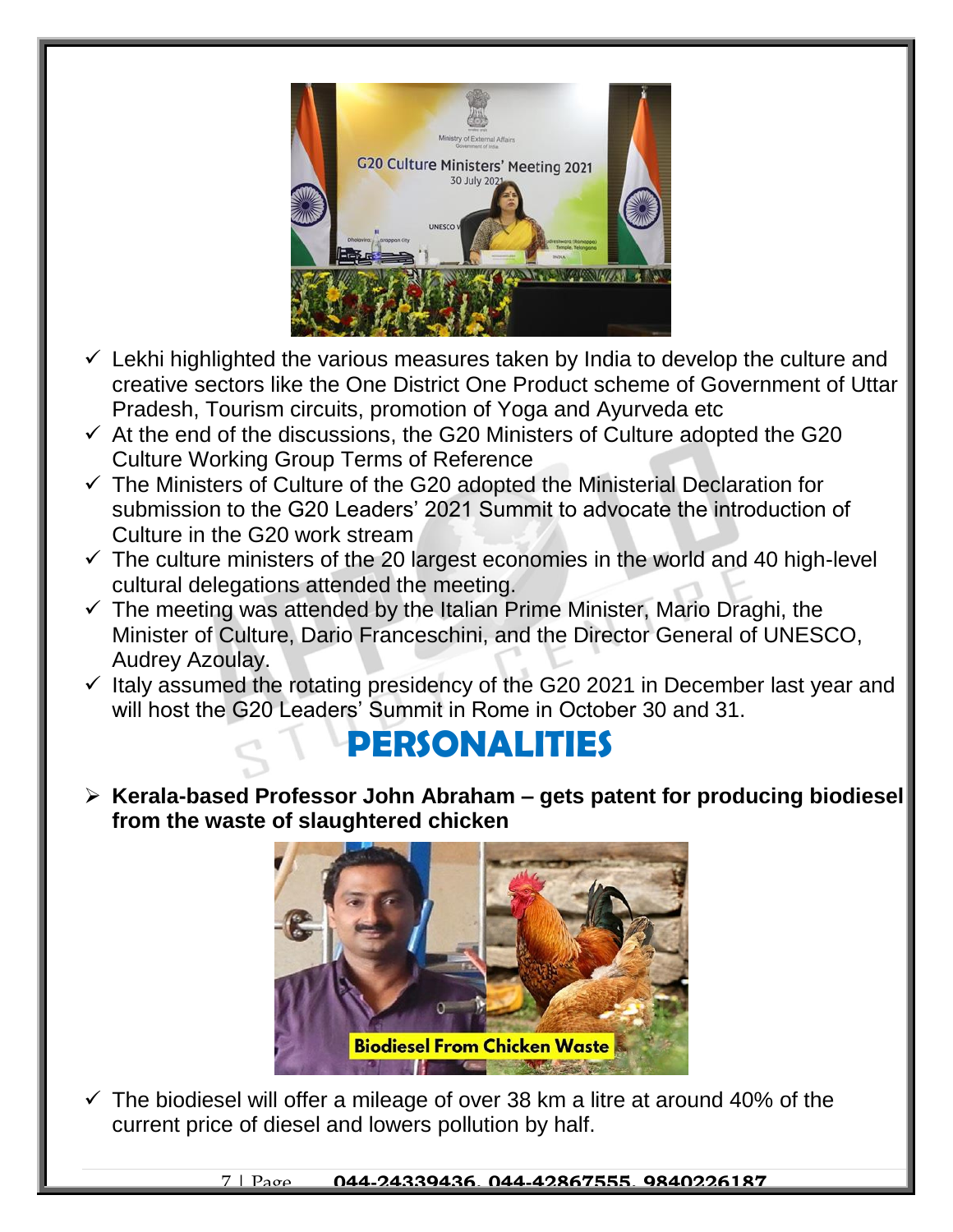- ✓ Lekhi highlighted the various measures taken by India to develop the culture and creative sectors like the One District One Product scheme of Government of Uttar Pradesh, Tourism circuits, promotion of Yoga and Ayurveda etc
- ✓ At the end of the discussions, the G20 Ministers of Culture adopted the G20 Culture Working Group Terms of Reference
- ✓ The Ministers of Culture of the G20 adopted the Ministerial Declaration for submission to the G20 Leaders' 2021 Summit to advocate the introduction of Culture in the G20 work stream
- ✓ The culture ministers of the 20 largest economies in the world and 40 high-level cultural delegations attended the meeting.
- ✓ The meeting was attended by the Italian Prime Minister, Mario Draghi, the Minister of Culture, Dario Franceschini, and the Director General of UNESCO, Audrey Azoulay.
- ✓ Italy assumed the rotating presidency of the G20 2021 in December last year and will host the G20 Leaders' Summit in Rome in October 30 and 31.

# PERSONALITIES

- **Kerala-based Professor John Abraham – gets patent for producing biodiesel from the waste of slaughtered chicken**

- ✓ The biodiesel will offer a mileage of over 38 km a litre at around 40% of the current price of diesel and lowers pollution by half.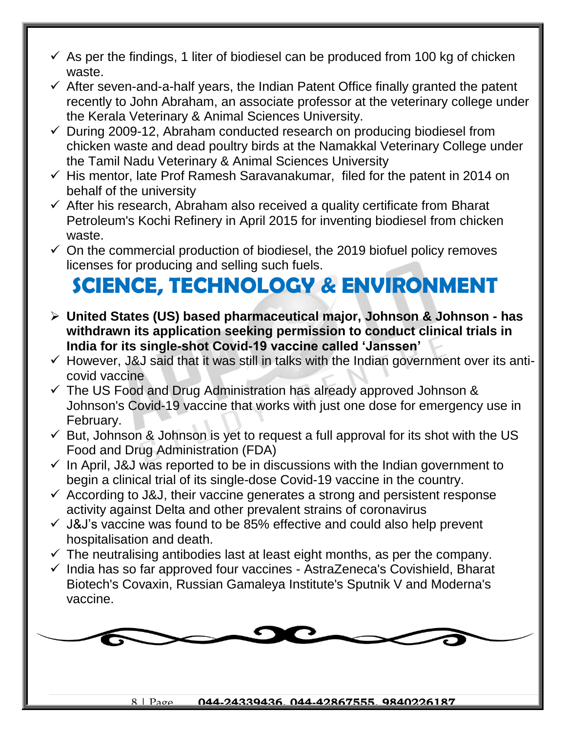- As per the findings, 1 liter of biodiesel can be produced from 100 kg of chicken waste.
- After seven-and-a-half years, the Indian Patent Office finally granted the patent recently to John Abraham, an associate professor at the veterinary college under the Kerala Veterinary & Animal Sciences University.
- During 2009-12, Abraham conducted research on producing biodiesel from chicken waste and dead poultry birds at the Namakkal Veterinary College under the Tamil Nadu Veterinary & Animal Sciences University
- His mentor, late Prof Ramesh Saravanakumar, filed for the patent in 2014 on behalf of the university
- After his research, Abraham also received a quality certificate from Bharat Petroleum's Kochi Refinery in April 2015 for inventing biodiesel from chicken waste.
- On the commercial production of biodiesel, the 2019 biofuel policy removes licenses for producing and selling such fuels.

# SCIENCE, TECHNOLOGY & ENVIRONMENT

- **United States (US) based pharmaceutical major, Johnson & Johnson - has withdrawn its application seeking permission to conduct clinical trials in India for its single-shot Covid-19 vaccine called 'Janssen'**
- However, J&J said that it was still in talks with the Indian government over its anti-covid vaccine
- The US Food and Drug Administration has already approved Johnson & Johnson's Covid-19 vaccine that works with just one dose for emergency use in February.
- But, Johnson & Johnson is yet to request a full approval for its shot with the US Food and Drug Administration (FDA)
- In April, J&J was reported to be in discussions with the Indian government to begin a clinical trial of its single-dose Covid-19 vaccine in the country.
- According to J&J, their vaccine generates a strong and persistent response activity against Delta and other prevalent strains of coronavirus
- J&J's vaccine was found to be 85% effective and could also help prevent hospitalisation and death.
- The neutralising antibodies last at least eight months, as per the company.
- India has so far approved four vaccines - AstraZeneca's Covishield, Bharat Biotech's Covaxin, Russian Gamaleya Institute's Sputnik V and Moderna's vaccine.